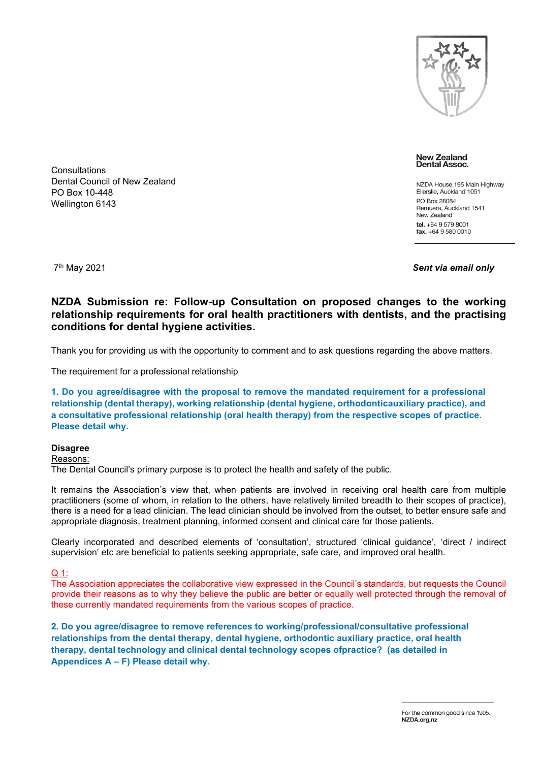New Zealand
Dental Assoc.

NZDA House, 195 Main Highway
Ellerslie, Auckland 1051
PO Box 28084
Remuera, Auckland 1541
New Zealand
**tel.** +64 9 579 8001
**fax.** +64 9 580 0010

Consultations
Dental Council of New Zealand
PO Box 10-448
Wellington 6143

7th May 2021

***Sent via email only***

**NZDA Submission re: Follow-up Consultation on proposed changes to the working relationship requirements for oral health practitioners with dentists, and the practising conditions for dental hygiene activities.**

Thank you for providing us with the opportunity to comment and to ask questions regarding the above matters.

The requirement for a professional relationship

**1. Do you agree/disagree with the proposal to remove the mandated requirement for a professional relationship (dental therapy), working relationship (dental hygiene, orthodonticauxiliary practice), and a consultative professional relationship (oral health therapy) from the respective scopes of practice. Please detail why.**

**Disagree**

Reasons:

The Dental Council's primary purpose is to protect the health and safety of the public.

It remains the Association's view that, when patients are involved in receiving oral health care from multiple practitioners (some of whom, in relation to the others, have relatively limited breadth to their scopes of practice), there is a need for a lead clinician. The lead clinician should be involved from the outset, to better ensure safe and appropriate diagnosis, treatment planning, informed consent and clinical care for those patients.

Clearly incorporated and described elements of 'consultation', structured 'clinical guidance', 'direct / indirect supervision' etc are beneficial to patients seeking appropriate, safe care, and improved oral health.

Q 1:

The Association appreciates the collaborative view expressed in the Council's standards, but requests the Council provide their reasons as to why they believe the public are better or equally well protected through the removal of these currently mandated requirements from the various scopes of practice.

**2. Do you agree/disagree to remove references to working/professional/consultative professional relationships from the dental therapy, dental hygiene, orthodontic auxiliary practice, oral health therapy, dental technology and clinical dental technology scopes ofpractice? (as detailed in Appendices A – F) Please detail why.**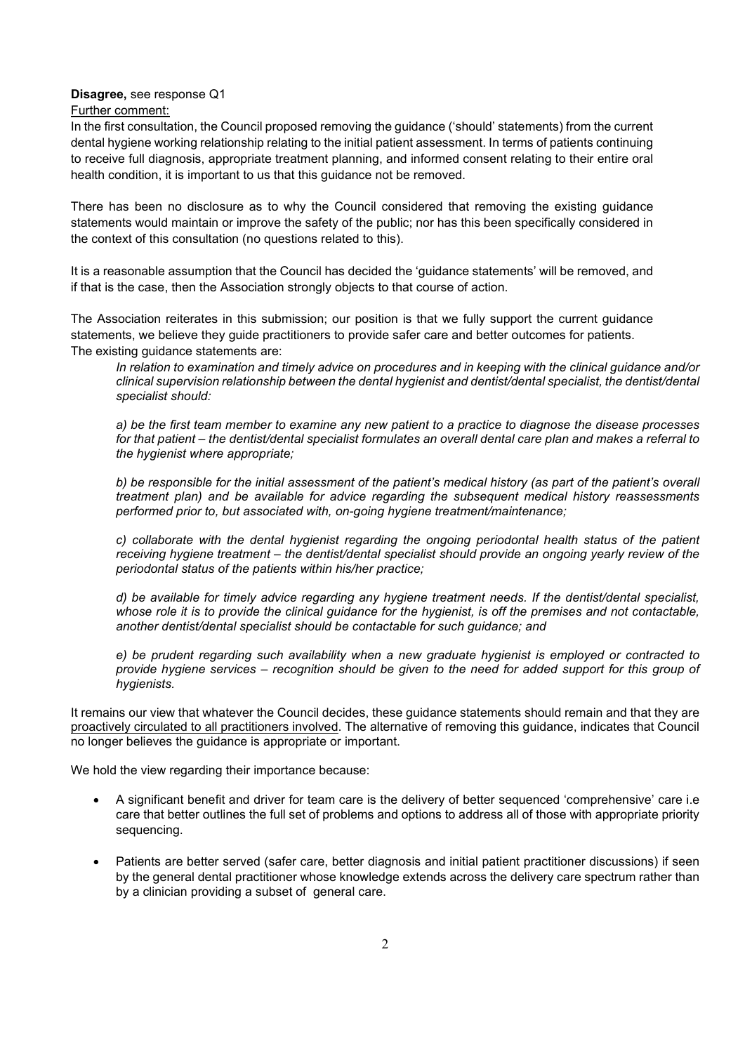**Disagree,** see response Q1

Further comment:

In the first consultation, the Council proposed removing the guidance ('should' statements) from the current dental hygiene working relationship relating to the initial patient assessment. In terms of patients continuing to receive full diagnosis, appropriate treatment planning, and informed consent relating to their entire oral health condition, it is important to us that this guidance not be removed.

There has been no disclosure as to why the Council considered that removing the existing guidance statements would maintain or improve the safety of the public; nor has this been specifically considered in the context of this consultation (no questions related to this).

It is a reasonable assumption that the Council has decided the 'guidance statements' will be removed, and if that is the case, then the Association strongly objects to that course of action.

The Association reiterates in this submission; our position is that we fully support the current guidance statements, we believe they guide practitioners to provide safer care and better outcomes for patients. The existing guidance statements are:

> *In relation to examination and timely advice on procedures and in keeping with the clinical guidance and/or clinical supervision relationship between the dental hygienist and dentist/dental specialist, the dentist/dental specialist should:*
>
> *a) be the first team member to examine any new patient to a practice to diagnose the disease processes for that patient – the dentist/dental specialist formulates an overall dental care plan and makes a referral to the hygienist where appropriate;*
>
> *b) be responsible for the initial assessment of the patient's medical history (as part of the patient's overall treatment plan) and be available for advice regarding the subsequent medical history reassessments performed prior to, but associated with, on-going hygiene treatment/maintenance;*
>
> *c) collaborate with the dental hygienist regarding the ongoing periodontal health status of the patient receiving hygiene treatment – the dentist/dental specialist should provide an ongoing yearly review of the periodontal status of the patients within his/her practice;*
>
> *d) be available for timely advice regarding any hygiene treatment needs. If the dentist/dental specialist, whose role it is to provide the clinical guidance for the hygienist, is off the premises and not contactable, another dentist/dental specialist should be contactable for such guidance; and*
>
> *e) be prudent regarding such availability when a new graduate hygienist is employed or contracted to provide hygiene services – recognition should be given to the need for added support for this group of hygienists.*

It remains our view that whatever the Council decides, these guidance statements should remain and that they are proactively circulated to all practitioners involved. The alternative of removing this guidance, indicates that Council no longer believes the guidance is appropriate or important.

We hold the view regarding their importance because:

- A significant benefit and driver for team care is the delivery of better sequenced 'comprehensive' care i.e care that better outlines the full set of problems and options to address all of those with appropriate priority sequencing.
- Patients are better served (safer care, better diagnosis and initial patient practitioner discussions) if seen by the general dental practitioner whose knowledge extends across the delivery care spectrum rather than by a clinician providing a subset of general care.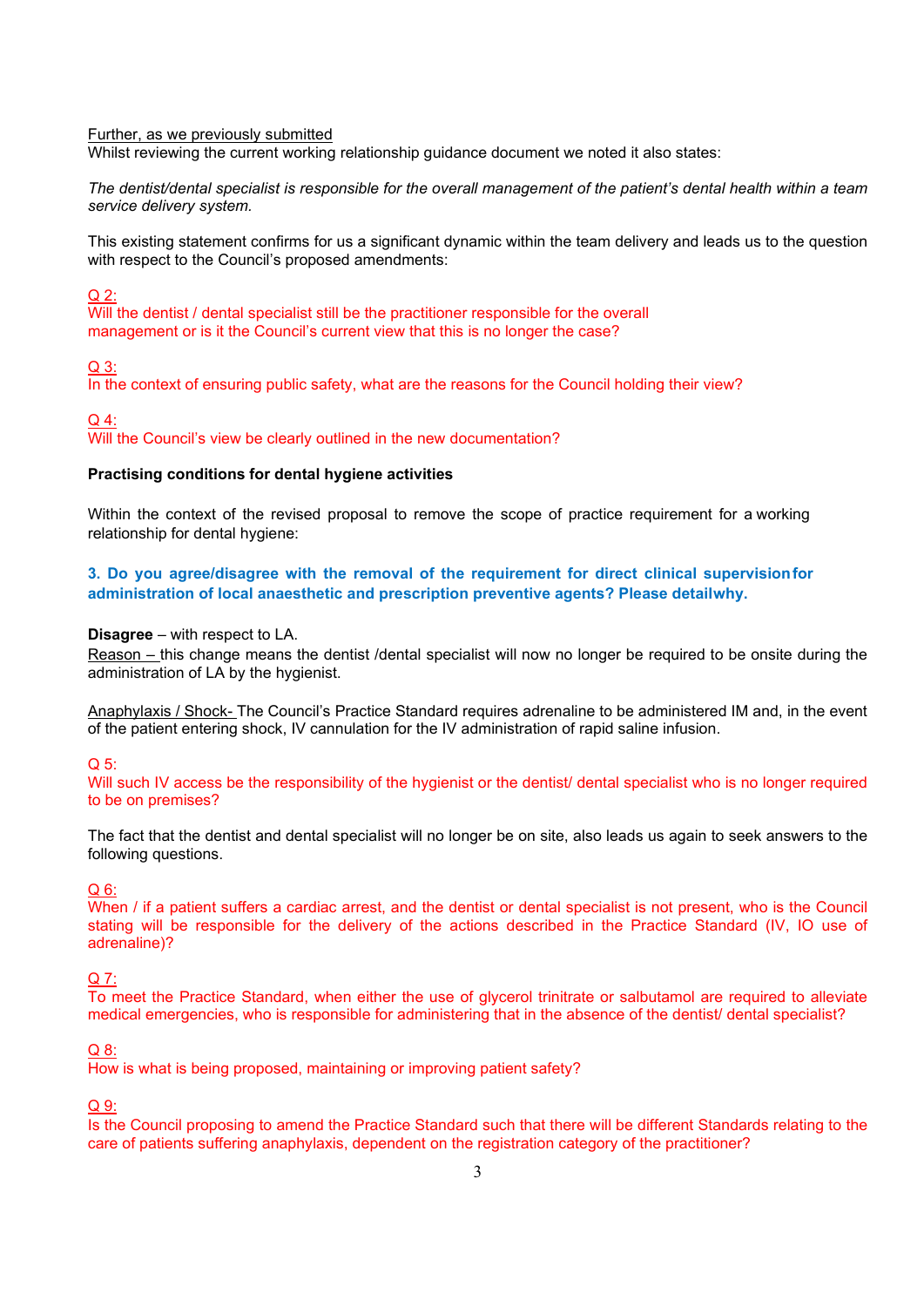Further, as we previously submitted

Whilst reviewing the current working relationship guidance document we noted it also states:

*The dentist/dental specialist is responsible for the overall management of the patient's dental health within a team service delivery system.*

This existing statement confirms for us a significant dynamic within the team delivery and leads us to the question with respect to the Council's proposed amendments:

Q 2:
Will the dentist / dental specialist still be the practitioner responsible for the overall management or is it the Council's current view that this is no longer the case?

Q 3:
In the context of ensuring public safety, what are the reasons for the Council holding their view?

Q 4:
Will the Council's view be clearly outlined in the new documentation?

**Practising conditions for dental hygiene activities**

Within the context of the revised proposal to remove the scope of practice requirement for a working relationship for dental hygiene:

**3. Do you agree/disagree with the removal of the requirement for direct clinical supervision for administration of local anaesthetic and prescription preventive agents? Please detail why.**

**Disagree** – with respect to LA.

Reason – this change means the dentist /dental specialist will now no longer be required to be onsite during the administration of LA by the hygienist.

Anaphylaxis / Shock- The Council's Practice Standard requires adrenaline to be administered IM and, in the event of the patient entering shock, IV cannulation for the IV administration of rapid saline infusion.

Q 5:
Will such IV access be the responsibility of the hygienist or the dentist/ dental specialist who is no longer required to be on premises?

The fact that the dentist and dental specialist will no longer be on site, also leads us again to seek answers to the following questions.

Q 6:
When / if a patient suffers a cardiac arrest, and the dentist or dental specialist is not present, who is the Council stating will be responsible for the delivery of the actions described in the Practice Standard (IV, IO use of adrenaline)?

Q 7:
To meet the Practice Standard, when either the use of glycerol trinitrate or salbutamol are required to alleviate medical emergencies, who is responsible for administering that in the absence of the dentist/ dental specialist?

Q 8:
How is what is being proposed, maintaining or improving patient safety?

Q 9:
Is the Council proposing to amend the Practice Standard such that there will be different Standards relating to the care of patients suffering anaphylaxis, dependent on the registration category of the practitioner?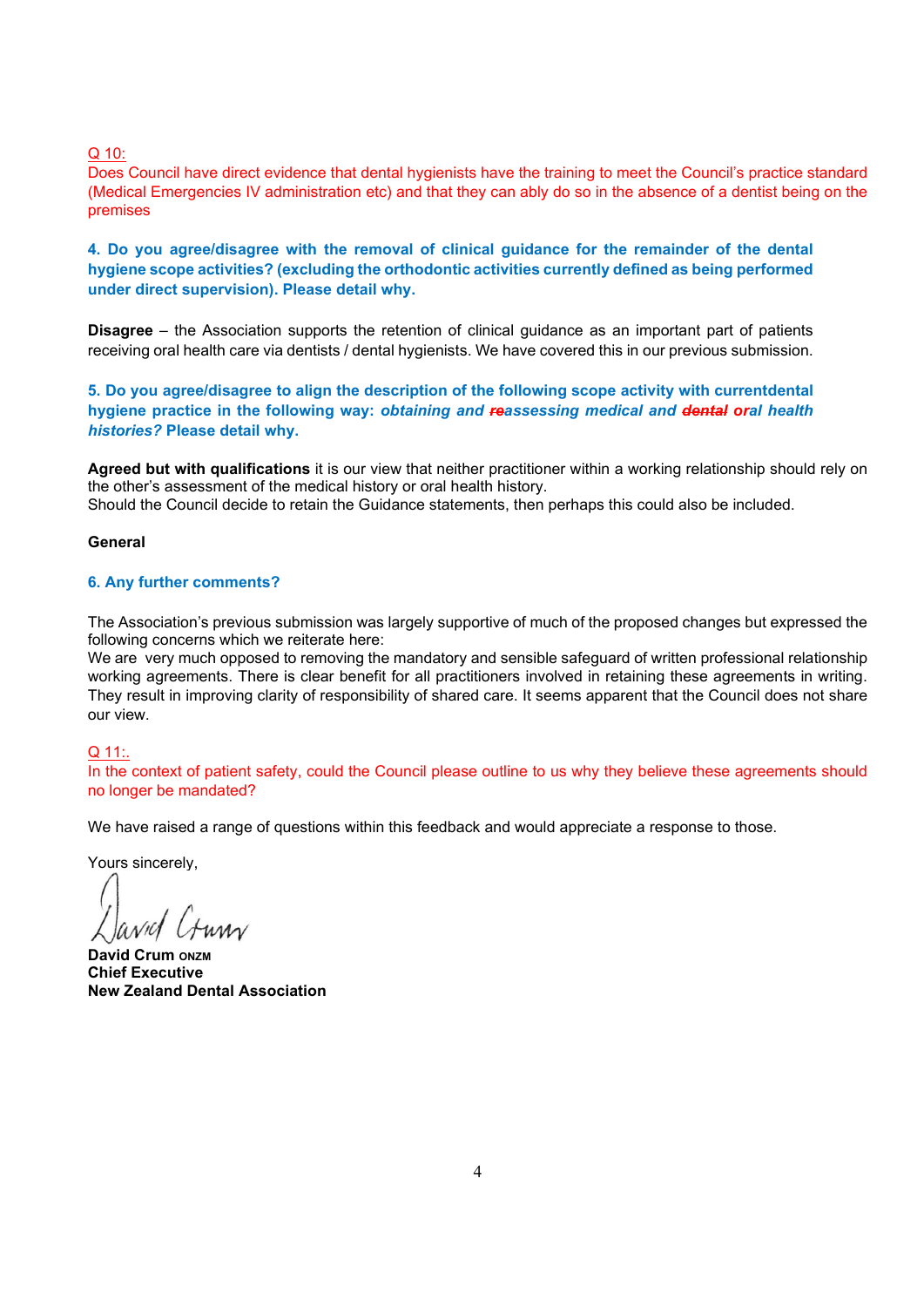Q 10:

Does Council have direct evidence that dental hygienists have the training to meet the Council's practice standard (Medical Emergencies IV administration etc) and that they can ably do so in the absence of a dentist being on the premises

**4. Do you agree/disagree with the removal of clinical guidance for the remainder of the dental hygiene scope activities? (excluding the orthodontic activities currently defined as being performed under direct supervision). Please detail why.**

**Disagree** – the Association supports the retention of clinical guidance as an important part of patients receiving oral health care via dentists / dental hygienists. We have covered this in our previous submission.

**5. Do you agree/disagree to align the description of the following scope activity with currentdental hygiene practice in the following way: *obtaining and ~~re~~assessing medical and ~~dental~~ oral health histories?* Please detail why.**

**Agreed but with qualifications** it is our view that neither practitioner within a working relationship should rely on the other's assessment of the medical history or oral health history.
Should the Council decide to retain the Guidance statements, then perhaps this could also be included.

**General**

**6. Any further comments?**

The Association's previous submission was largely supportive of much of the proposed changes but expressed the following concerns which we reiterate here:
We are very much opposed to removing the mandatory and sensible safeguard of written professional relationship working agreements. There is clear benefit for all practitioners involved in retaining these agreements in writing. They result in improving clarity of responsibility of shared care. It seems apparent that the Council does not share our view.

Q 11:.

In the context of patient safety, could the Council please outline to us why they believe these agreements should no longer be mandated?

We have raised a range of questions within this feedback and would appreciate a response to those.

Yours sincerely,

**David Crum** ONZM
**Chief Executive**
**New Zealand Dental Association**